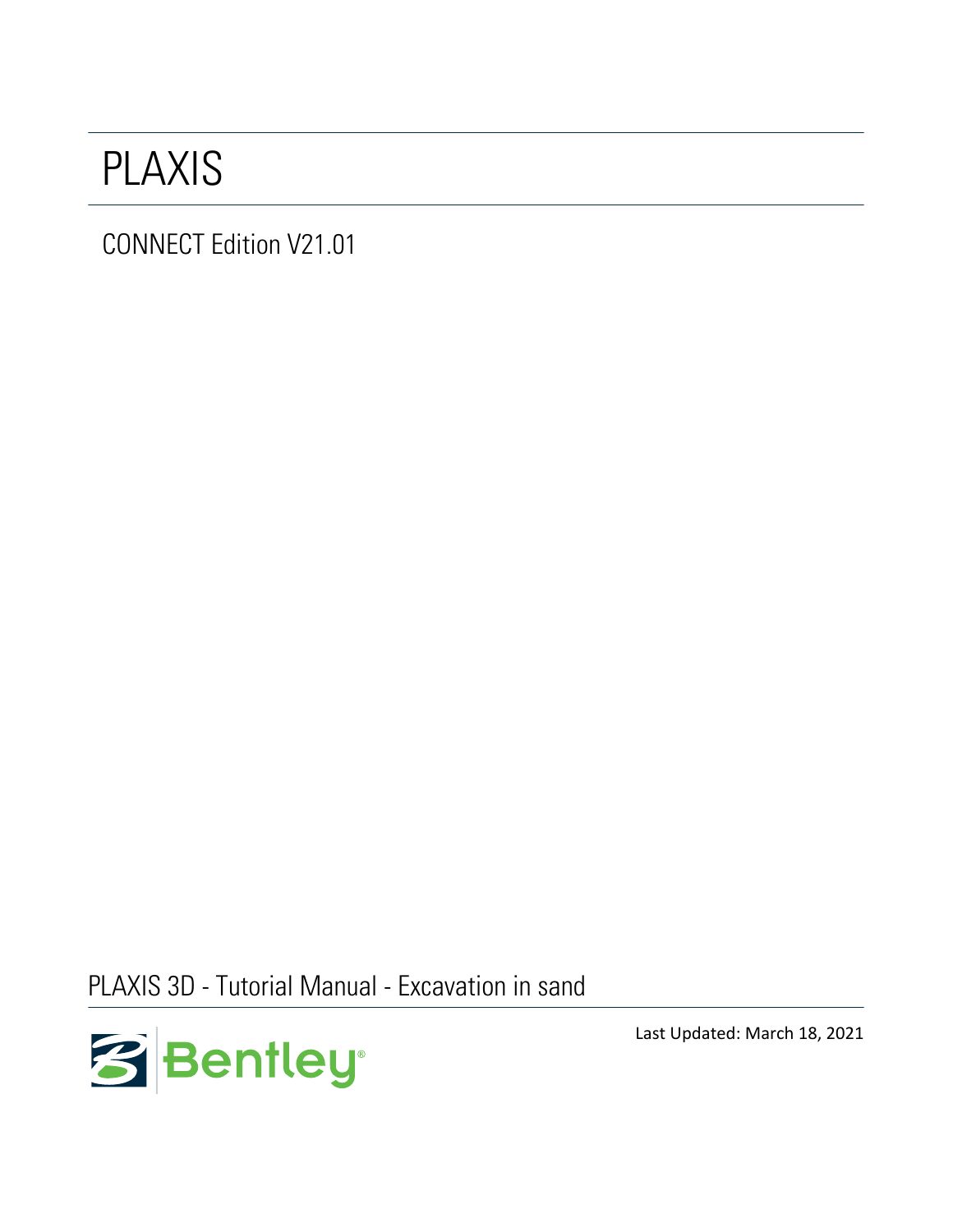# PLAXIS

CONNECT Edition V21.01

PLAXIS 3D - Tutorial Manual - Excavation in sand

Bentley

Last Updated: March 18, 2021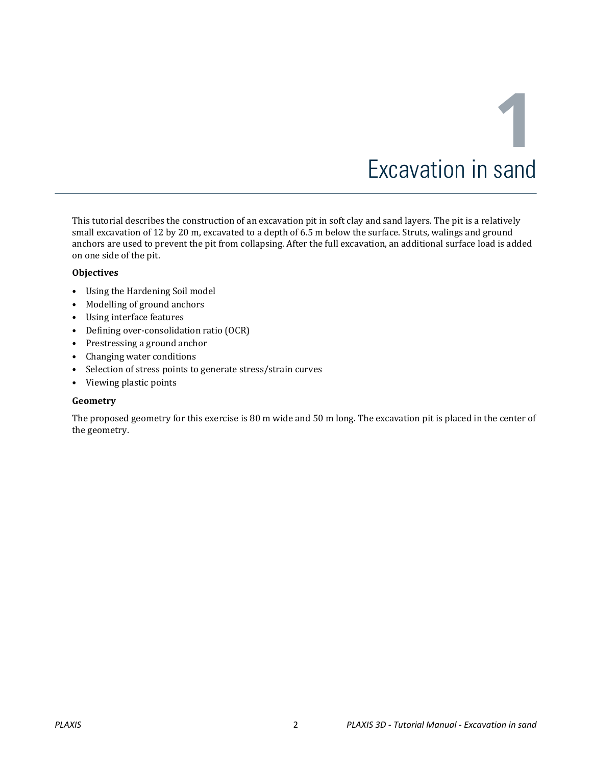# 1 Excavation in sand

This tutorial describes the construction of an excavation pit in soft clay and sand layers. The pit is a relatively small excavation of 12 by 20 m, excavated to a depth of 6.5 m below the surface. Struts, walings and ground anchors are used to prevent the pit from collapsing. After the full excavation, an additional surface load is added on one side of the pit.

**Objectives**

- Using the Hardening Soil model
- Modelling of ground anchors
- Using interface features
- Defining over-consolidation ratio (OCR)
- Prestressing a ground anchor
- Changing water conditions
- Selection of stress points to generate stress/strain curves
- Viewing plastic points

**Geometry**

The proposed geometry for this exercise is 80 m wide and 50 m long. The excavation pit is placed in the center of the geometry.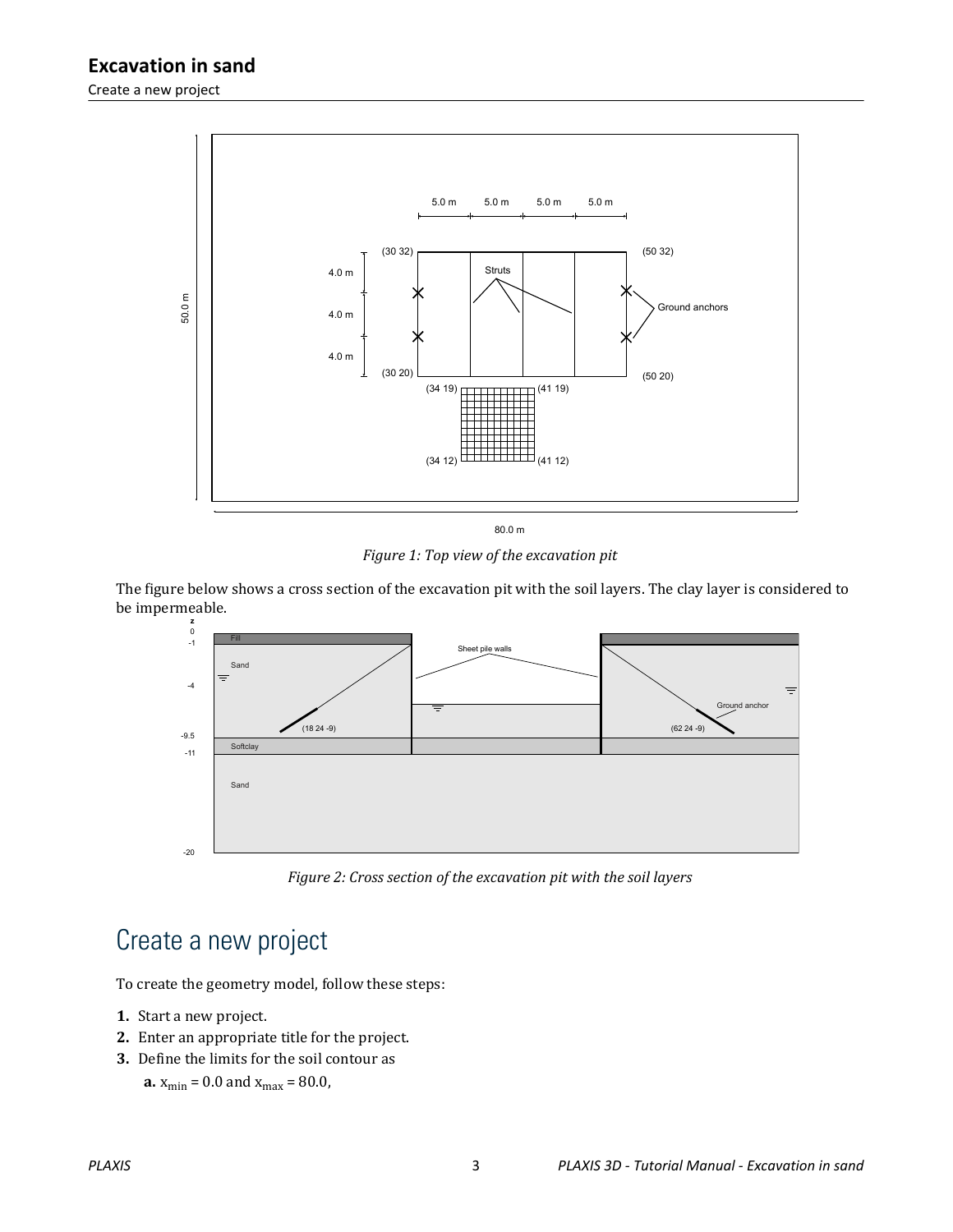Figure 1: Top view of the excavation pit

The figure below shows a cross section of the excavation pit with the soil layers. The clay layer is considered to be impermeable.

Figure 2: Cross section of the excavation pit with the soil layers

# Create a new project

To create the geometry model, follow these steps:

1. Start a new project.
2. Enter an appropriate title for the project.
3. Define the limits for the soil contour as
    a. $x_{min}$ = 0.0 and $x_{max}$ = 80.0,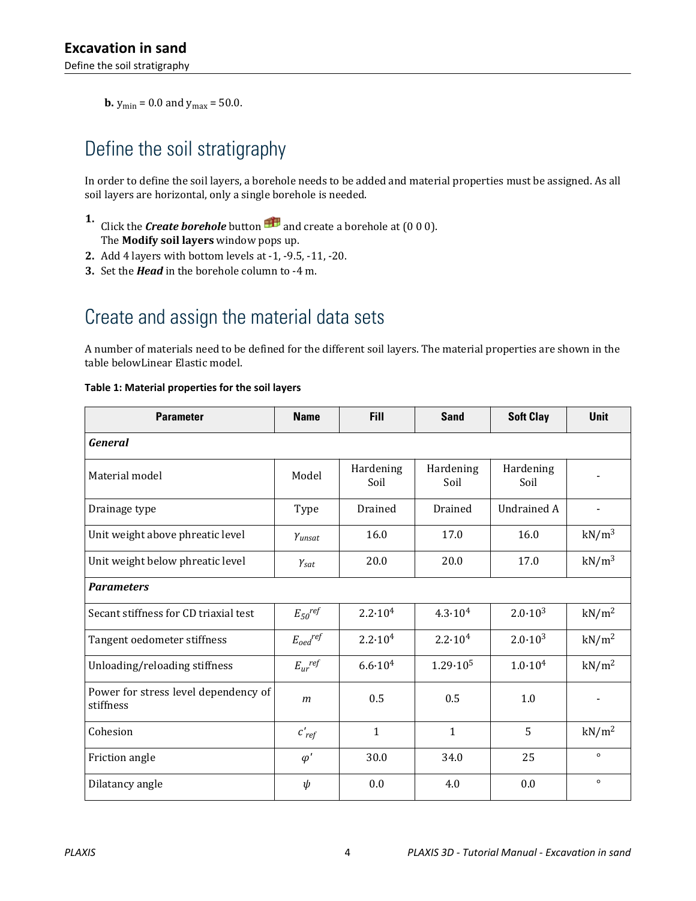**b.** $y_{min}$ = 0.0 and $y_{max}$ = 50.0.

## Define the soil stratigraphy

In order to define the soil layers, a borehole needs to be added and material properties must be assigned. As all soil layers are horizontal, only a single borehole is needed.

1. Click the ***Create borehole*** button and create a borehole at (0 0 0).
   The **Modify soil layers** window pops up.
2. Add 4 layers with bottom levels at -1, -9.5, -11, -20.
3. Set the ***Head*** in the borehole column to -4 m.

## Create and assign the material data sets

A number of materials need to be defined for the different soil layers. The material properties are shown in the table belowLinear Elastic model.

**Table 1: Material properties for the soil layers**

| Parameter | Name | Fill | Sand | Soft Clay | Unit |
|---|---|---|---|---|---|
| ***General*** | | | | | |
| Material model | Model | Hardening Soil | Hardening Soil | Hardening Soil | - |
| Drainage type | Type | Drained | Drained | Undrained A | - |
| Unit weight above phreatic level | $\gamma_{unsat}$ | 16.0 | 17.0 | 16.0 | $kN/m^3$ |
| Unit weight below phreatic level | $\gamma_{sat}$ | 20.0 | 20.0 | 17.0 | $kN/m^3$ |
| ***Parameters*** | | | | | |
| Secant stiffness for CD triaxial test | $E_{50}^{ref}$ | $2.2 \cdot 10^4$ | $4.3 \cdot 10^4$ | $2.0 \cdot 10^3$ | $kN/m^2$ |
| Tangent oedometer stiffness | $E_{oed}^{ref}$ | $2.2 \cdot 10^4$ | $2.2 \cdot 10^4$ | $2.0 \cdot 10^3$ | $kN/m^2$ |
| Unloading/reloading stiffness | $E_{ur}^{ref}$ | $6.6 \cdot 10^4$ | $1.29 \cdot 10^5$ | $1.0 \cdot 10^4$ | $kN/m^2$ |
| Power for stress level dependency of stiffness | $m$ | 0.5 | 0.5 | 1.0 | - |
| Cohesion | $c'_{ref}$ | 1 | 1 | 5 | $kN/m^2$ |
| Friction angle | $\varphi'$ | 30.0 | 34.0 | 25 | ° |
| Dilatancy angle | $\psi$ | 0.0 | 4.0 | 0.0 | ° |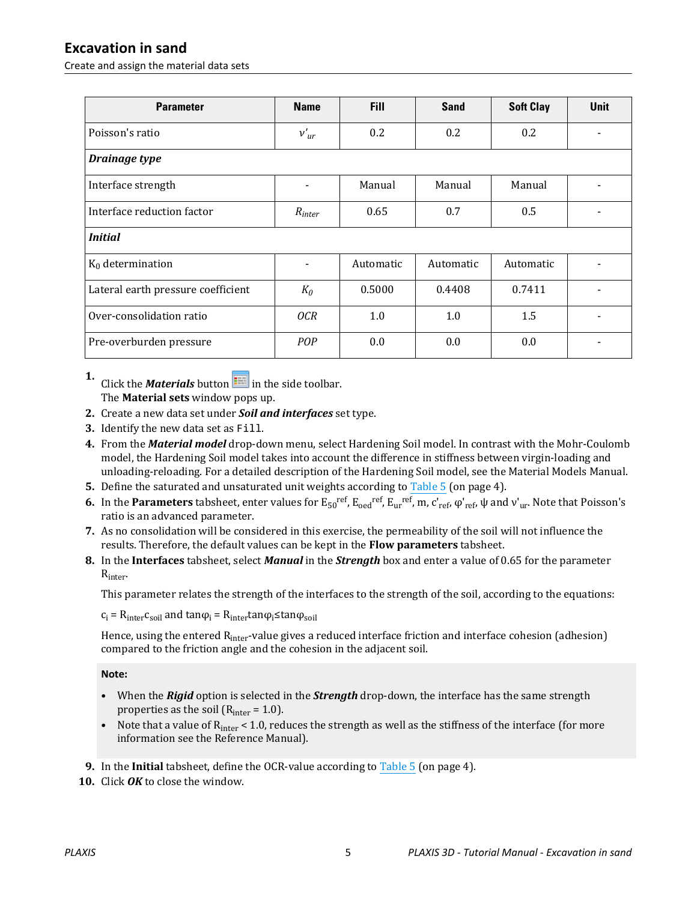| Parameter | Name | Fill | Sand | Soft Clay | Unit |
|---|---|---|---|---|---|
| Poisson's ratio | $\nu'_{ur}$ | 0.2 | 0.2 | 0.2 | - |
| ***Drainage type*** | | | | | |
| Interface strength | - | Manual | Manual | Manual | - |
| Interface reduction factor | $R_{inter}$ | 0.65 | 0.7 | 0.5 | - |
| ***Initial*** | | | | | |
| $K_0$ determination | - | Automatic | Automatic | Automatic | - |
| Lateral earth pressure coefficient | $K_0$ | 0.5000 | 0.4408 | 0.7411 | - |
| Over-consolidation ratio | *OCR* | 1.0 | 1.0 | 1.5 | - |
| Pre-overburden pressure | *POP* | 0.0 | 0.0 | 0.0 | - |

1. Click the ***Materials*** button in the side toolbar.
   The **Material sets** window pops up.
2. Create a new data set under ***Soil and interfaces*** set type.
3. Identify the new data set as `Fill`.
4. From the ***Material model*** drop-down menu, select Hardening Soil model. In contrast with the Mohr-Coulomb model, the Hardening Soil model takes into account the difference in stiffness between virgin-loading and unloading-reloading. For a detailed description of the Hardening Soil model, see the Material Models Manual.
5. Define the saturated and unsaturated unit weights according to Table 5 (on page 4).
6. In the **Parameters** tabsheet, enter values for $E_{50}^{ref}$, $E_{oed}^{ref}$, $E_{ur}^{ref}$, m, $c'_{ref}$, $\varphi'_{ref}$, $\psi$ and $\nu'_{ur}$. Note that Poisson's ratio is an advanced parameter.
7. As no consolidation will be considered in this exercise, the permeability of the soil will not influence the results. Therefore, the default values can be kept in the **Flow parameters** tabsheet.
8. In the **Interfaces** tabsheet, select ***Manual*** in the ***Strength*** box and enter a value of 0.65 for the parameter $R_{inter}$.

   This parameter relates the strength of the interfaces to the strength of the soil, according to the equations:

   $c_i = R_{inter} c_{soil}$ and $\tan\varphi_i = R_{inter}\tan\varphi_i \leq \tan\varphi_{soil}$

   Hence, using the entered $R_{inter}$-value gives a reduced interface friction and interface cohesion (adhesion) compared to the friction angle and the cohesion in the adjacent soil.

**Note:**

- When the ***Rigid*** option is selected in the ***Strength*** drop-down, the interface has the same strength properties as the soil ($R_{inter}$ = 1.0).
- Note that a value of $R_{inter}$ < 1.0, reduces the strength as well as the stiffness of the interface (for more information see the Reference Manual).

9. In the **Initial** tabsheet, define the OCR-value according to Table 5 (on page 4).
10. Click ***OK*** to close the window.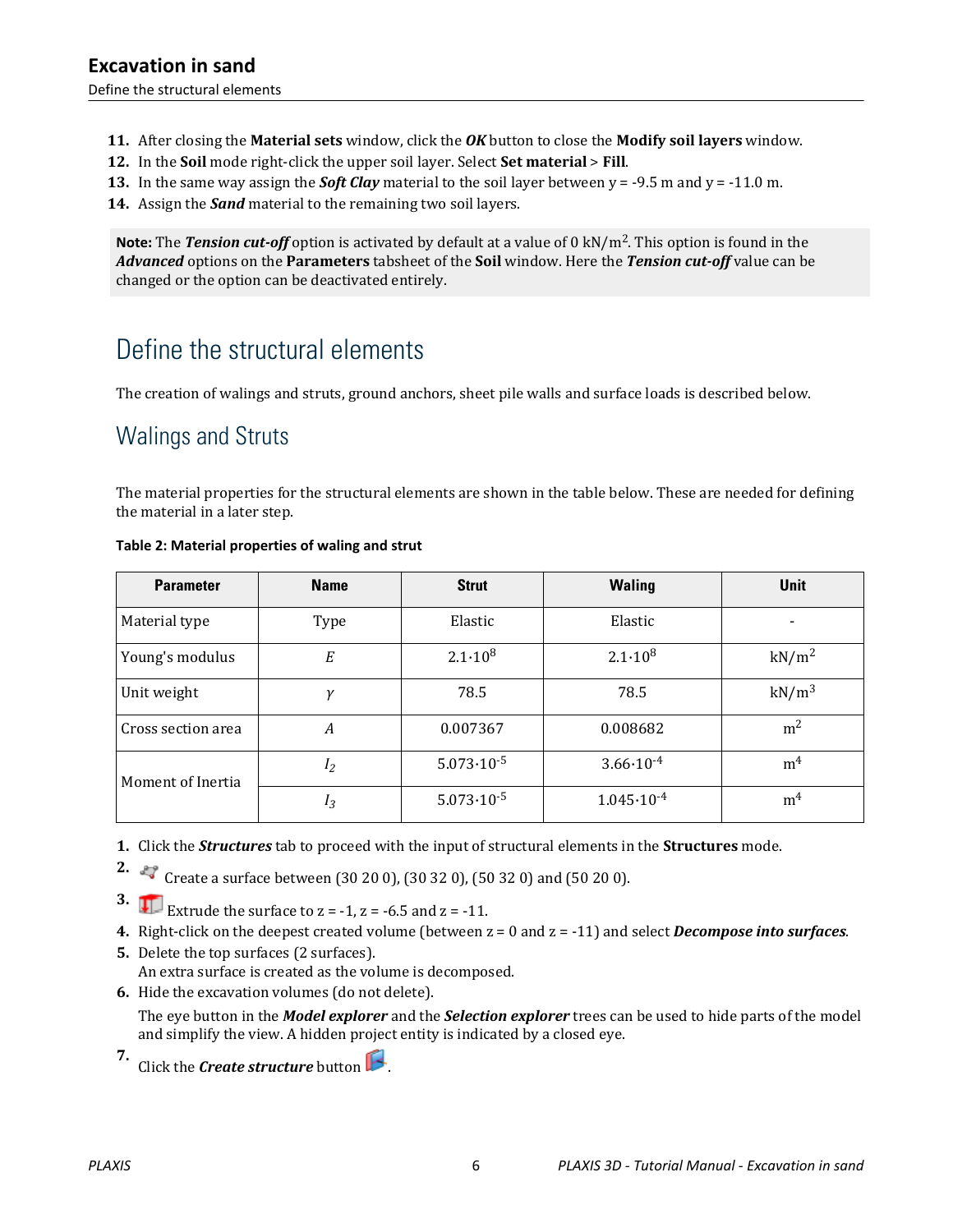11. After closing the **Material sets** window, click the ***OK*** button to close the **Modify soil layers** window.
12. In the **Soil** mode right-click the upper soil layer. Select **Set material** > **Fill**.
13. In the same way assign the ***Soft Clay*** material to the soil layer between y = -9.5 m and y = -11.0 m.
14. Assign the ***Sand*** material to the remaining two soil layers.

**Note:** The ***Tension cut-off*** option is activated by default at a value of 0 kN/m$^2$. This option is found in the ***Advanced*** options on the **Parameters** tabsheet of the **Soil** window. Here the ***Tension cut-off*** value can be changed or the option can be deactivated entirely.

## Define the structural elements

The creation of walings and struts, ground anchors, sheet pile walls and surface loads is described below.

### Walings and Struts

The material properties for the structural elements are shown in the table below. These are needed for defining the material in a later step.

**Table 2: Material properties of waling and strut**

| Parameter | Name | Strut | Waling | Unit |
|---|---|---|---|---|
| Material type | Type | Elastic | Elastic | - |
| Young's modulus | $E$ | $2.1 \cdot 10^8$ | $2.1 \cdot 10^8$ | kN/m$^2$ |
| Unit weight | $\gamma$ | 78.5 | 78.5 | kN/m$^3$ |
| Cross section area | $A$ | 0.007367 | 0.008682 | m$^2$ |
| Moment of Inertia | $I_2$ | $5.073 \cdot 10^{-5}$ | $3.66 \cdot 10^{-4}$ | m$^4$ |
| | $I_3$ | $5.073 \cdot 10^{-5}$ | $1.045 \cdot 10^{-4}$ | m$^4$ |

1. Click the ***Structures*** tab to proceed with the input of structural elements in the **Structures** mode.
2. Create a surface between (30 20 0), (30 32 0), (50 32 0) and (50 20 0).
3. Extrude the surface to z = -1, z = -6.5 and z = -11.
4. Right-click on the deepest created volume (between z = 0 and z = -11) and select ***Decompose into surfaces***.
5. Delete the top surfaces (2 surfaces).
   An extra surface is created as the volume is decomposed.
6. Hide the excavation volumes (do not delete).
   The eye button in the ***Model explorer*** and the ***Selection explorer*** trees can be used to hide parts of the model and simplify the view. A hidden project entity is indicated by a closed eye.
7. Click the ***Create structure*** button.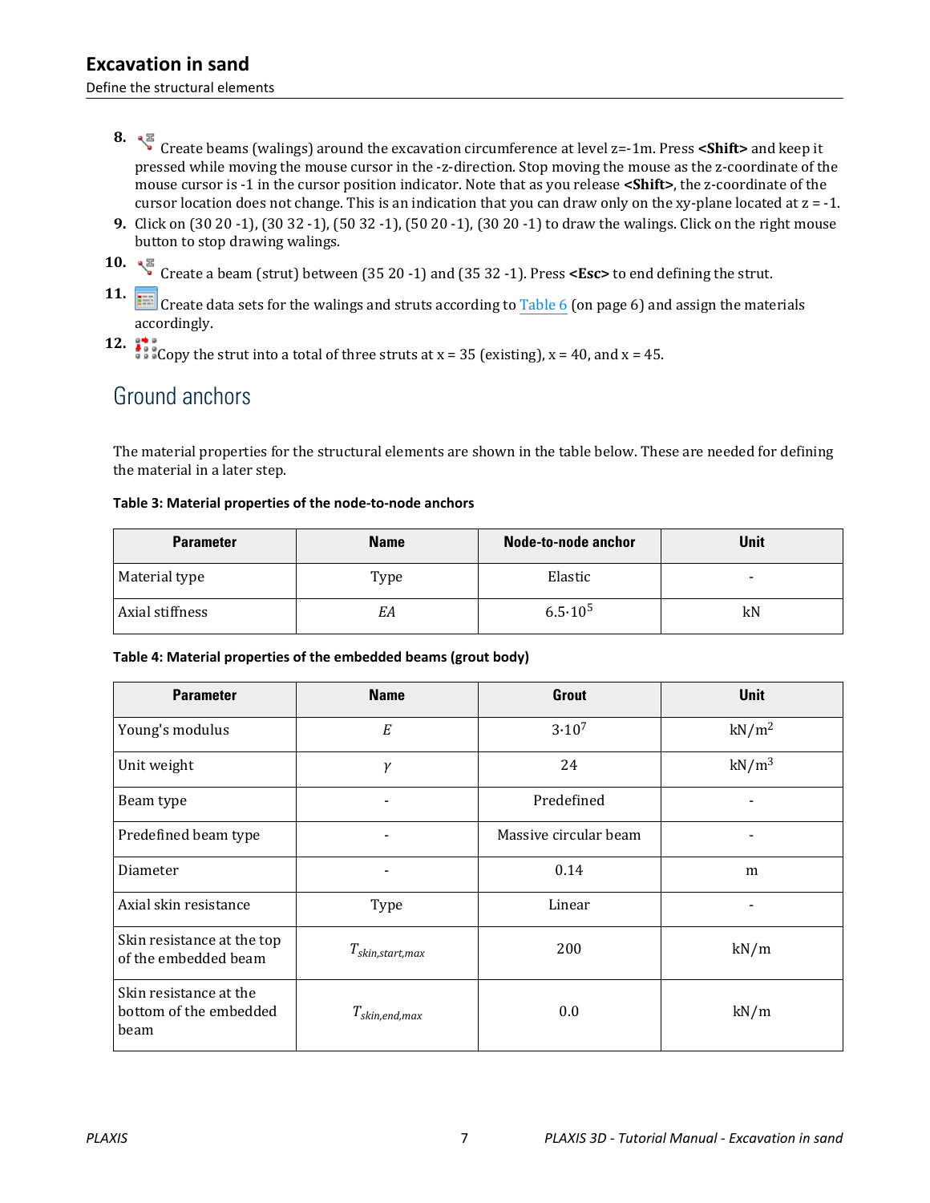8. Create beams (walings) around the excavation circumference at level z=-1m. Press **<Shift>** and keep it pressed while moving the mouse cursor in the -z-direction. Stop moving the mouse as the z-coordinate of the mouse cursor is -1 in the cursor position indicator. Note that as you release **<Shift>**, the z-coordinate of the cursor location does not change. This is an indication that you can draw only on the xy-plane located at z = -1.
9. Click on (30 20 -1), (30 32 -1), (50 32 -1), (50 20 -1), (30 20 -1) to draw the walings. Click on the right mouse button to stop drawing walings.
10. Create a beam (strut) between (35 20 -1) and (35 32 -1). Press **<Esc>** to end defining the strut.
11. Create data sets for the walings and struts according to Table 6 (on page 6) and assign the materials accordingly.
12. Copy the strut into a total of three struts at x = 35 (existing), x = 40, and x = 45.

## Ground anchors

The material properties for the structural elements are shown in the table below. These are needed for defining the material in a later step.

**Table 3: Material properties of the node-to-node anchors**

| Parameter | Name | Node-to-node anchor | Unit |
|---|---|---|---|
| Material type | Type | Elastic | - |
| Axial stiffness | $EA$ | $6.5 \cdot 10^5$ | kN |

**Table 4: Material properties of the embedded beams (grout body)**

| Parameter | Name | Grout | Unit |
|---|---|---|---|
| Young's modulus | $E$ | $3 \cdot 10^7$ | $kN/m^2$ |
| Unit weight | $\gamma$ | 24 | $kN/m^3$ |
| Beam type | - | Predefined | - |
| Predefined beam type | - | Massive circular beam | - |
| Diameter | - | 0.14 | m |
| Axial skin resistance | Type | Linear | - |
| Skin resistance at the top of the embedded beam | $T_{skin,start,max}$ | 200 | kN/m |
| Skin resistance at the bottom of the embedded beam | $T_{skin,end,max}$ | 0.0 | kN/m |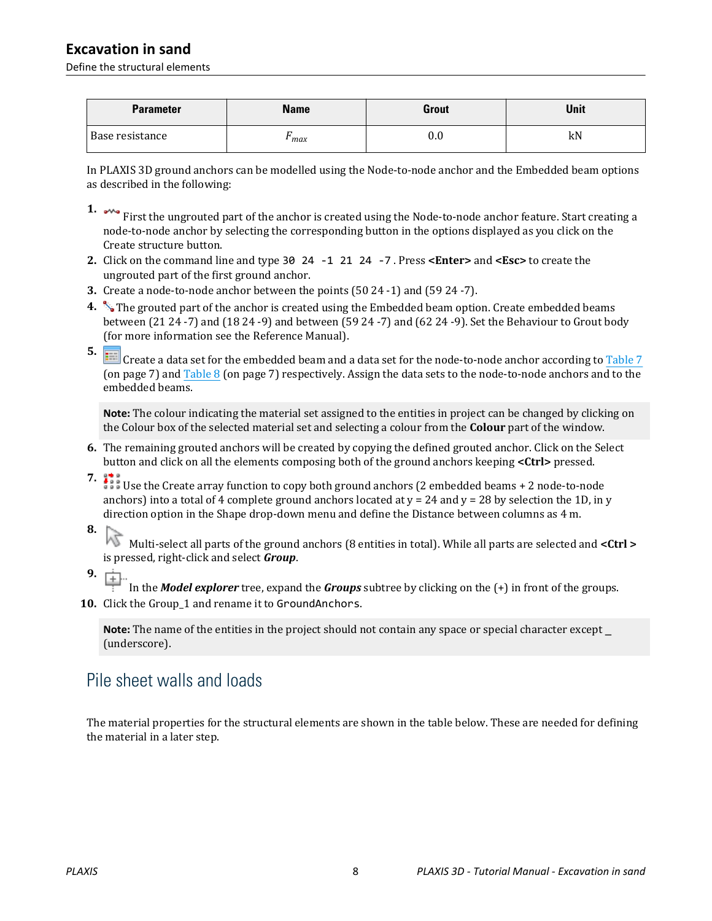| Parameter | Name | Grout | Unit |
|---|---|---|---|
| Base resistance | $F_{max}$ | 0.0 | kN |

In PLAXIS 3D ground anchors can be modelled using the Node-to-node anchor and the Embedded beam options as described in the following:

1. First the ungrouted part of the anchor is created using the Node-to-node anchor feature. Start creating a node-to-node anchor by selecting the corresponding button in the options displayed as you click on the Create structure button.
2. Click on the command line and type `30 24 -1 21 24 -7`. Press **<Enter>** and **<Esc>** to create the ungrouted part of the first ground anchor.
3. Create a node-to-node anchor between the points (50 24 -1) and (59 24 -7).
4. The grouted part of the anchor is created using the Embedded beam option. Create embedded beams between (21 24 -7) and (18 24 -9) and between (59 24 -7) and (62 24 -9). Set the Behaviour to Grout body (for more information see the Reference Manual).
5. Create a data set for the embedded beam and a data set for the node-to-node anchor according to Table 7 (on page 7) and Table 8 (on page 7) respectively. Assign the data sets to the node-to-node anchors and to the embedded beams.

**Note:** The colour indicating the material set assigned to the entities in project can be changed by clicking on the Colour box of the selected material set and selecting a colour from the **Colour** part of the window.

6. The remaining grouted anchors will be created by copying the defined grouted anchor. Click on the Select button and click on all the elements composing both of the ground anchors keeping **<Ctrl>** pressed.
7. Use the Create array function to copy both ground anchors (2 embedded beams + 2 node-to-node anchors) into a total of 4 complete ground anchors located at y = 24 and y = 28 by selection the 1D, in y direction option in the Shape drop-down menu and define the Distance between columns as 4 m.
8. Multi-select all parts of the ground anchors (8 entities in total). While all parts are selected and **<Ctrl >** is pressed, right-click and select ***Group***.
9. In the ***Model explorer*** tree, expand the ***Groups*** subtree by clicking on the (+) in front of the groups.
10. Click the Group_1 and rename it to `GroundAnchors`.

**Note:** The name of the entities in the project should not contain any space or special character except _ (underscore).

## Pile sheet walls and loads

The material properties for the structural elements are shown in the table below. These are needed for defining the material in a later step.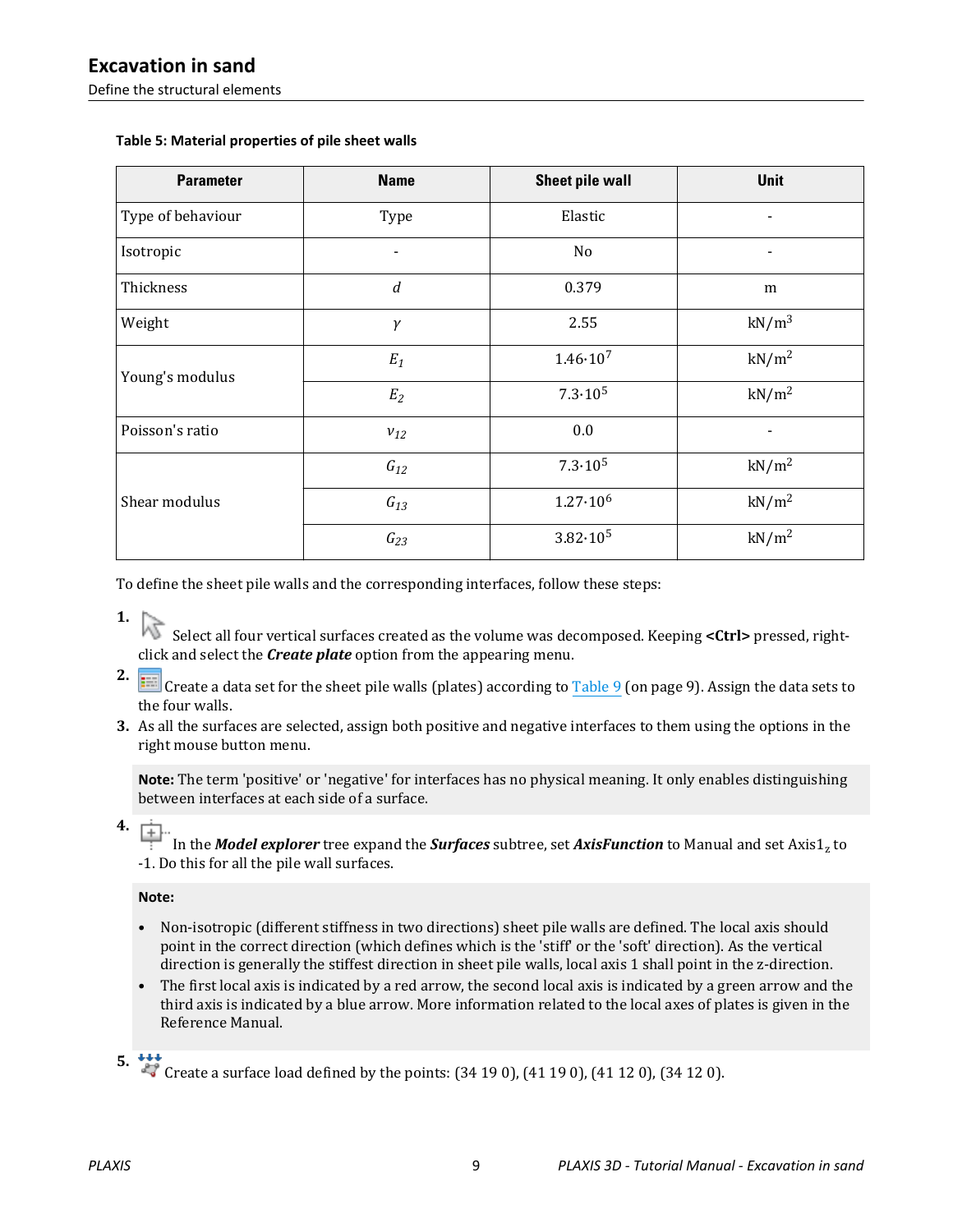**Table 5: Material properties of pile sheet walls**

| Parameter | Name | Sheet pile wall | Unit |
|---|---|---|---|
| Type of behaviour | Type | Elastic | - |
| Isotropic | - | No | - |
| Thickness | $d$ | 0.379 | m |
| Weight | $\gamma$ | 2.55 | kN/m$^3$ |
| Young's modulus | $E_1$ | $1.46 \cdot 10^7$ | kN/m$^2$ |
| | $E_2$ | $7.3 \cdot 10^5$ | kN/m$^2$ |
| Poisson's ratio | $\nu_{12}$ | 0.0 | - |
| Shear modulus | $G_{12}$ | $7.3 \cdot 10^5$ | kN/m$^2$ |
| | $G_{13}$ | $1.27 \cdot 10^6$ | kN/m$^2$ |
| | $G_{23}$ | $3.82 \cdot 10^5$ | kN/m$^2$ |

To define the sheet pile walls and the corresponding interfaces, follow these steps:

1. Select all four vertical surfaces created as the volume was decomposed. Keeping **<Ctrl>** pressed, right-click and select the ***Create plate*** option from the appearing menu.
2. Create a data set for the sheet pile walls (plates) according to Table 9 (on page 9). Assign the data sets to the four walls.
3. As all the surfaces are selected, assign both positive and negative interfaces to them using the options in the right mouse button menu.

**Note:** The term 'positive' or 'negative' for interfaces has no physical meaning. It only enables distinguishing between interfaces at each side of a surface.

4. In the ***Model explorer*** tree expand the ***Surfaces*** subtree, set ***AxisFunction*** to Manual and set Axis$1_z$ to -1. Do this for all the pile wall surfaces.

**Note:**

- Non-isotropic (different stiffness in two directions) sheet pile walls are defined. The local axis should point in the correct direction (which defines which is the 'stiff' or the 'soft' direction). As the vertical direction is generally the stiffest direction in sheet pile walls, local axis 1 shall point in the z-direction.
- The first local axis is indicated by a red arrow, the second local axis is indicated by a green arrow and the third axis is indicated by a blue arrow. More information related to the local axes of plates is given in the Reference Manual.

5. Create a surface load defined by the points: (34 19 0), (41 19 0), (41 12 0), (34 12 0).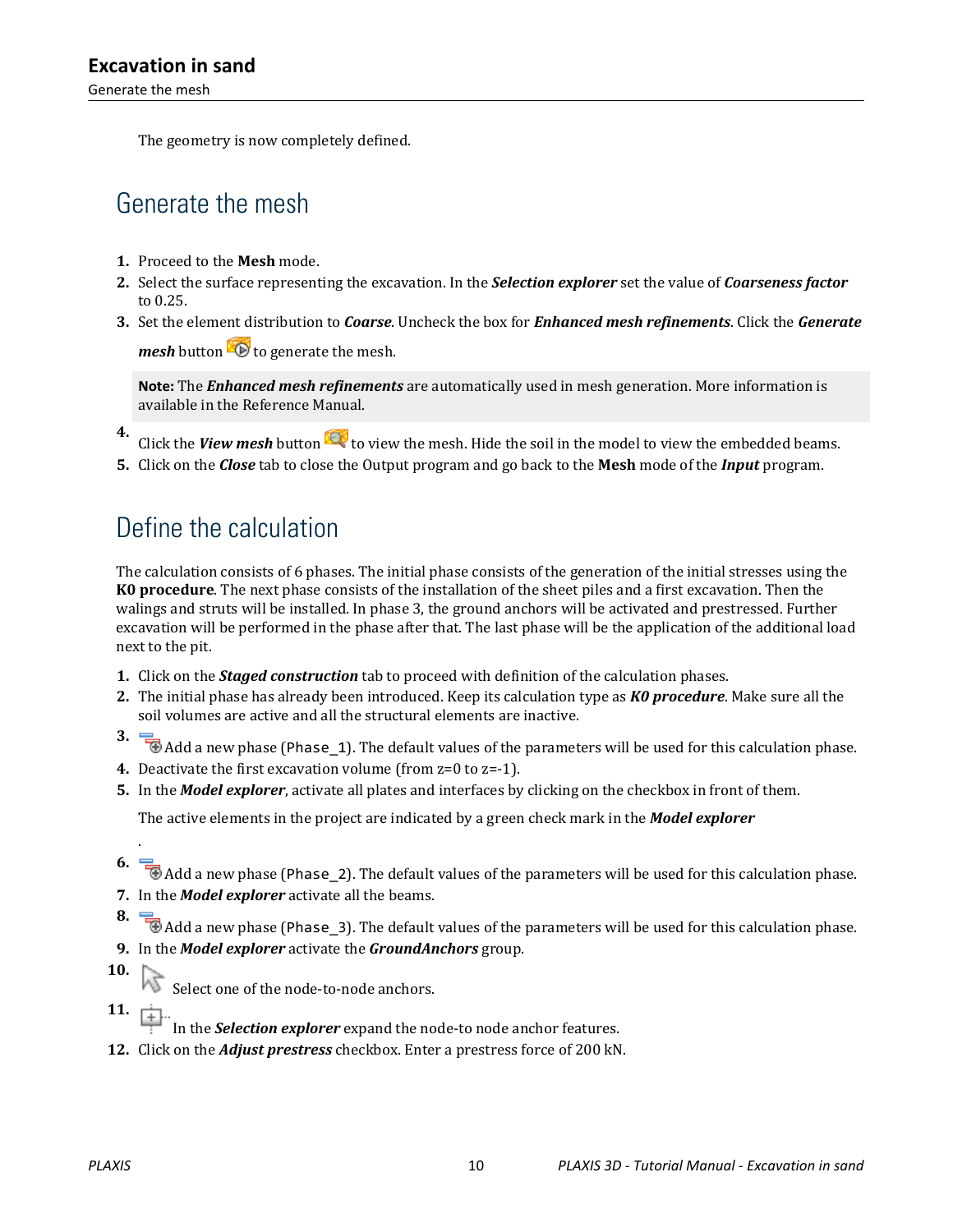The geometry is now completely defined.

## Generate the mesh

1. Proceed to the **Mesh** mode.
2. Select the surface representing the excavation. In the ***Selection explorer*** set the value of ***Coarseness factor*** to 0.25.
3. Set the element distribution to ***Coarse***. Uncheck the box for ***Enhanced mesh refinements***. Click the ***Generate mesh*** button to generate the mesh.

   **Note:** The ***Enhanced mesh refinements*** are automatically used in mesh generation. More information is available in the Reference Manual.

4. Click the ***View mesh*** button to view the mesh. Hide the soil in the model to view the embedded beams.
5. Click on the ***Close*** tab to close the Output program and go back to the **Mesh** mode of the ***Input*** program.

## Define the calculation

The calculation consists of 6 phases. The initial phase consists of the generation of the initial stresses using the **K0 procedure**. The next phase consists of the installation of the sheet piles and a first excavation. Then the walings and struts will be installed. In phase 3, the ground anchors will be activated and prestressed. Further excavation will be performed in the phase after that. The last phase will be the application of the additional load next to the pit.

1. Click on the ***Staged construction*** tab to proceed with definition of the calculation phases.
2. The initial phase has already been introduced. Keep its calculation type as ***K0 procedure***. Make sure all the soil volumes are active and all the structural elements are inactive.
3. Add a new phase (`Phase_1`). The default values of the parameters will be used for this calculation phase.
4. Deactivate the first excavation volume (from z=0 to z=-1).
5. In the ***Model explorer***, activate all plates and interfaces by clicking on the checkbox in front of them.

   The active elements in the project are indicated by a green check mark in the ***Model explorer***

   .

6. Add a new phase (`Phase_2`). The default values of the parameters will be used for this calculation phase.
7. In the ***Model explorer*** activate all the beams.
8. Add a new phase (`Phase_3`). The default values of the parameters will be used for this calculation phase.
9. In the ***Model explorer*** activate the ***GroundAnchors*** group.
10. Select one of the node-to-node anchors.
11. In the ***Selection explorer*** expand the node-to node anchor features.
12. Click on the ***Adjust prestress*** checkbox. Enter a prestress force of 200 kN.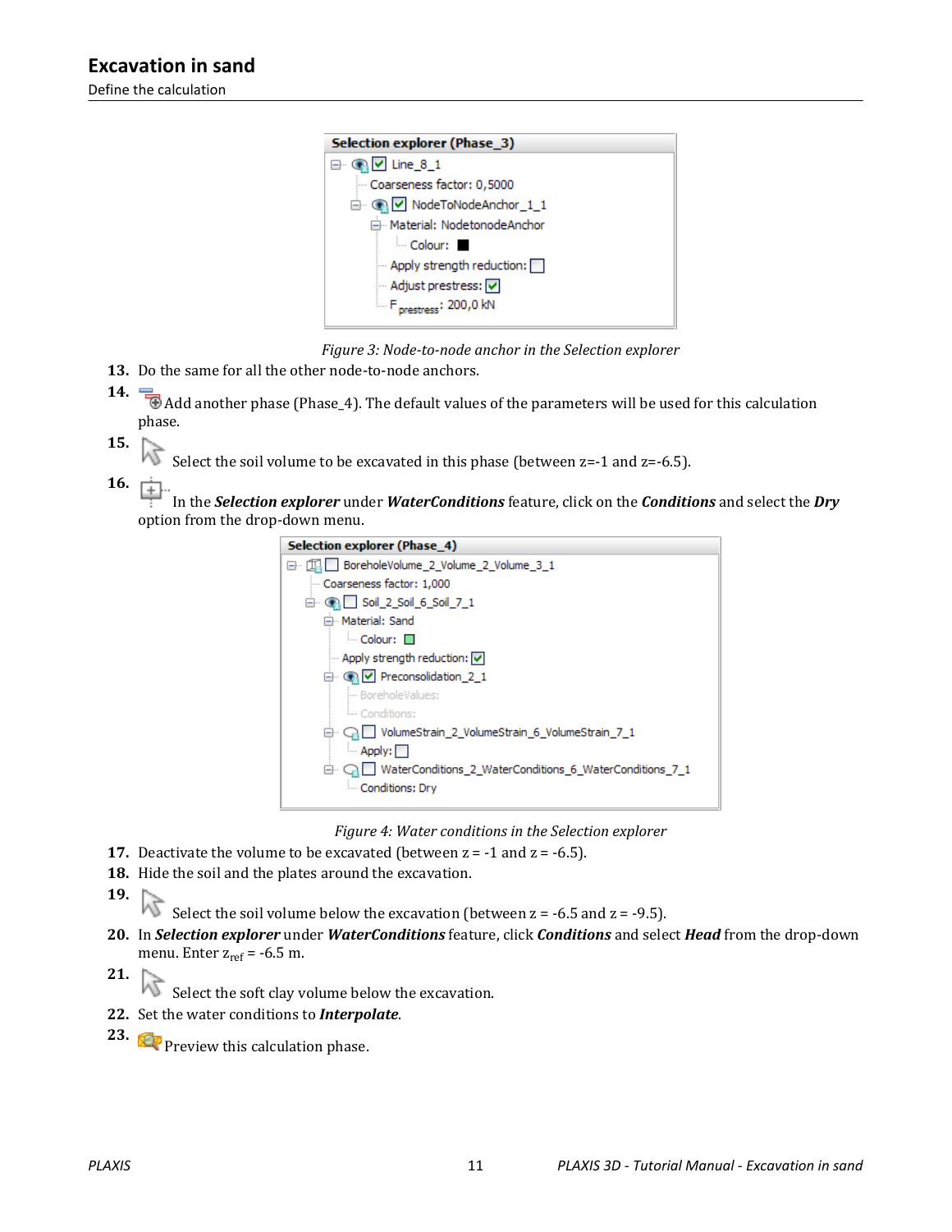Figure 3: Node-to-node anchor in the Selection explorer

13. Do the same for all the other node-to-node anchors.
14. Add another phase (Phase_4). The default values of the parameters will be used for this calculation phase.
15. Select the soil volume to be excavated in this phase (between z=-1 and z=-6.5).
16. In the ***Selection explorer*** under ***WaterConditions*** feature, click on the ***Conditions*** and select the ***Dry*** option from the drop-down menu.

Figure 4: Water conditions in the Selection explorer

17. Deactivate the volume to be excavated (between z = -1 and z = -6.5).
18. Hide the soil and the plates around the excavation.
19. Select the soil volume below the excavation (between z = -6.5 and z = -9.5).
20. In ***Selection explorer*** under ***WaterConditions*** feature, click ***Conditions*** and select ***Head*** from the drop-down menu. Enter $z_{ref}$ = -6.5 m.
21. Select the soft clay volume below the excavation.
22. Set the water conditions to ***Interpolate***.
23. Preview this calculation phase.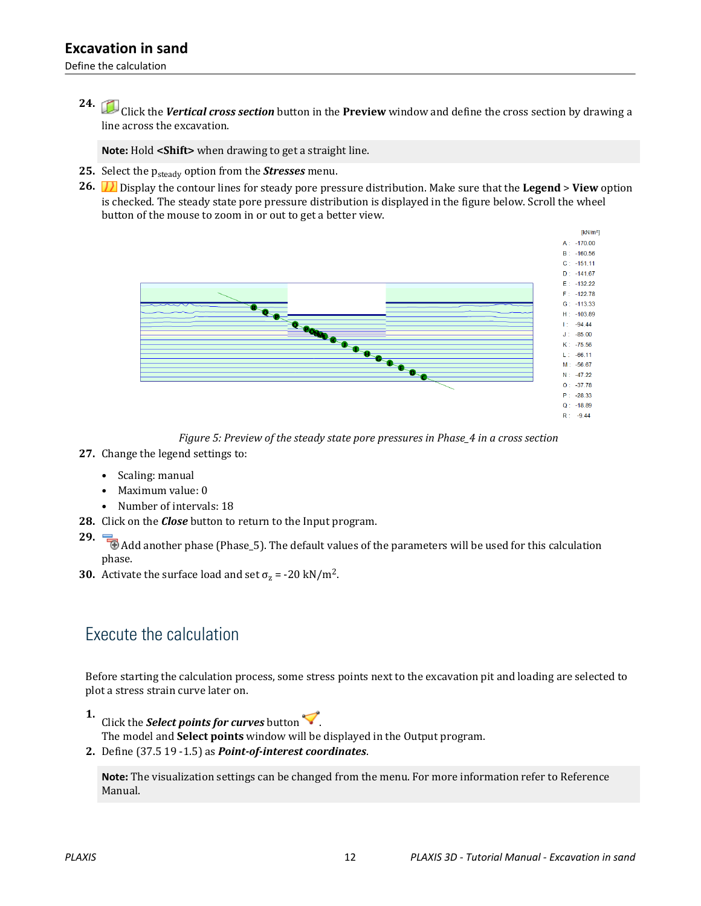24. Click the ***Vertical cross section*** button in the **Preview** window and define the cross section by drawing a line across the excavation.

> **Note:** Hold **<Shift>** when drawing to get a straight line.

25. Select the $p_{steady}$ option from the ***Stresses*** menu.
26. Display the contour lines for steady pore pressure distribution. Make sure that the **Legend** > **View** option is checked. The steady state pore pressure distribution is displayed in the figure below. Scroll the wheel button of the mouse to zoom in or out to get a better view.

*Figure 5: Preview of the steady state pore pressures in Phase_4 in a cross section*

27. Change the legend settings to:
    - Scaling: manual
    - Maximum value: 0
    - Number of intervals: 18
28. Click on the ***Close*** button to return to the Input program.
29. Add another phase (Phase_5). The default values of the parameters will be used for this calculation phase.
30. Activate the surface load and set $\sigma_z$ = -20 kN/m$^2$.

## Execute the calculation

Before starting the calculation process, some stress points next to the excavation pit and loading are selected to plot a stress strain curve later on.

1. Click the ***Select points for curves*** button .
   The model and **Select points** window will be displayed in the Output program.
2. Define (37.5 19 -1.5) as ***Point-of-interest coordinates***.

> **Note:** The visualization settings can be changed from the menu. For more information refer to Reference Manual.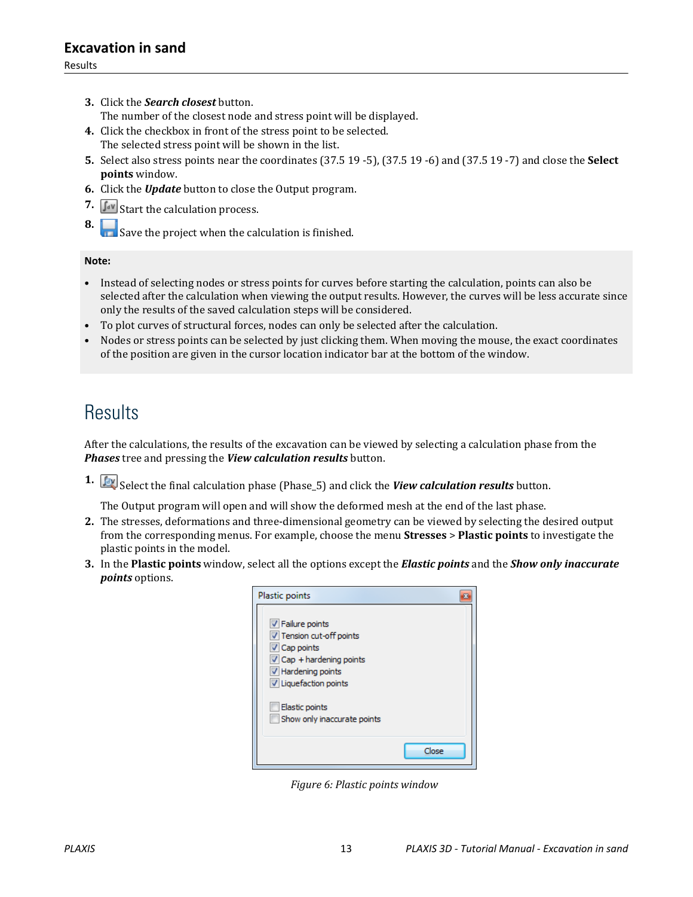3. Click the ***Search closest*** button.
   The number of the closest node and stress point will be displayed.
4. Click the checkbox in front of the stress point to be selected.
   The selected stress point will be shown in the list.
5. Select also stress points near the coordinates (37.5 19 -5), (37.5 19 -6) and (37.5 19 -7) and close the **Select points** window.
6. Click the ***Update*** button to close the Output program.
7. Start the calculation process.
8. Save the project when the calculation is finished.

**Note:**

- Instead of selecting nodes or stress points for curves before starting the calculation, points can also be selected after the calculation when viewing the output results. However, the curves will be less accurate since only the results of the saved calculation steps will be considered.
- To plot curves of structural forces, nodes can only be selected after the calculation.
- Nodes or stress points can be selected by just clicking them. When moving the mouse, the exact coordinates of the position are given in the cursor location indicator bar at the bottom of the window.

# Results

After the calculations, the results of the excavation can be viewed by selecting a calculation phase from the ***Phases*** tree and pressing the ***View calculation results*** button.

1. Select the final calculation phase (Phase_5) and click the ***View calculation results*** button.

   The Output program will open and will show the deformed mesh at the end of the last phase.
2. The stresses, deformations and three-dimensional geometry can be viewed by selecting the desired output from the corresponding menus. For example, choose the menu **Stresses** > **Plastic points** to investigate the plastic points in the model.
3. In the **Plastic points** window, select all the options except the ***Elastic points*** and the ***Show only inaccurate points*** options.

Plastic points

- [x] Failure points
- [x] Tension cut-off points
- [x] Cap points
- [x] Cap + hardening points
- [x] Hardening points
- [x] Liquefaction points

- [ ] Elastic points
- [ ] Show only inaccurate points

Close

*Figure 6: Plastic points window*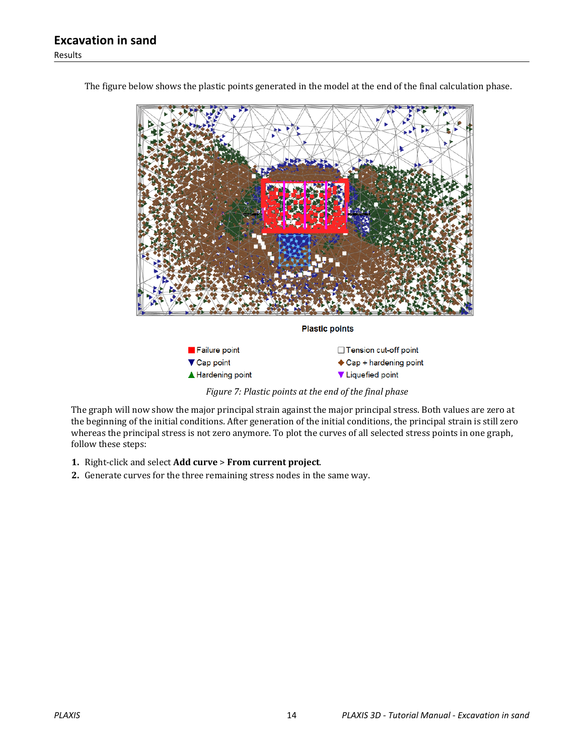The figure below shows the plastic points generated in the model at the end of the final calculation phase.

Plastic points

- Failure point
- Cap point
- Hardening point
- Tension cut-off point
- Cap + hardening point
- Liquefied point

*Figure 7: Plastic points at the end of the final phase*

The graph will now show the major principal strain against the major principal stress. Both values are zero at the beginning of the initial conditions. After generation of the initial conditions, the principal strain is still zero whereas the principal stress is not zero anymore. To plot the curves of all selected stress points in one graph, follow these steps:

1. Right-click and select **Add curve** > **From current project**.
2. Generate curves for the three remaining stress nodes in the same way.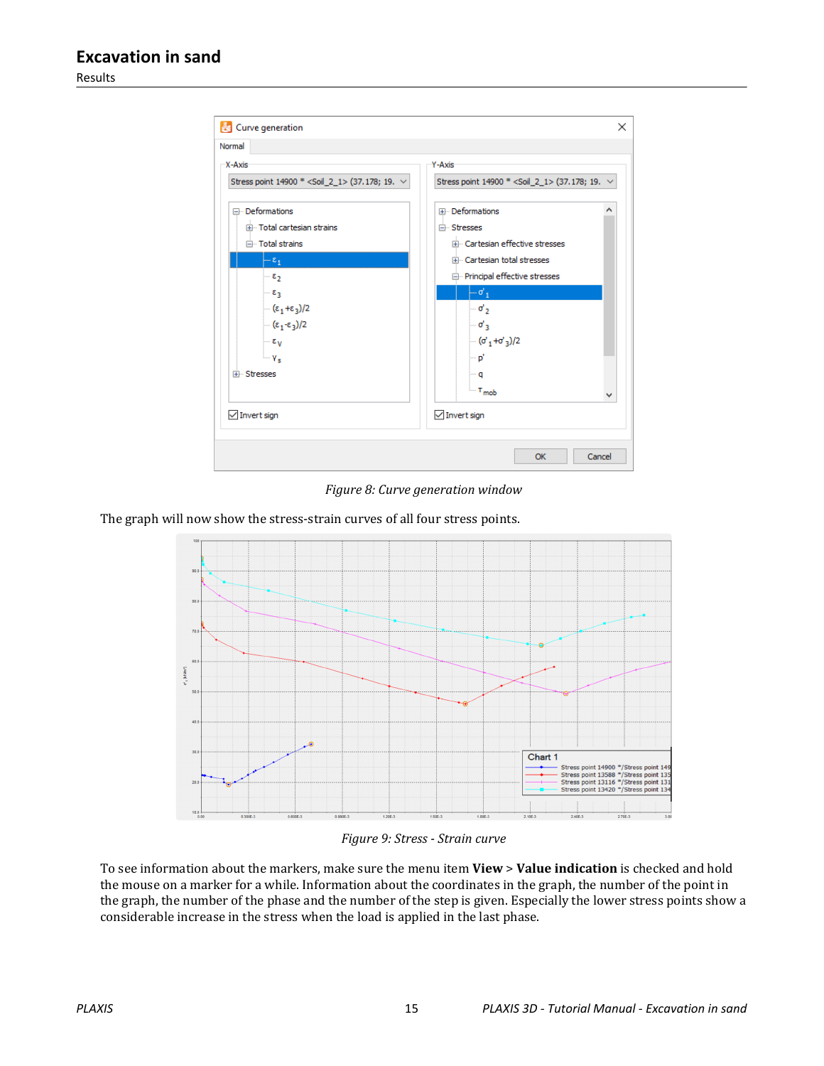Figure 8: Curve generation window

The graph will now show the stress-strain curves of all four stress points.

Figure 9: Stress - Strain curve

To see information about the markers, make sure the menu item **View** > **Value indication** is checked and hold the mouse on a marker for a while. Information about the coordinates in the graph, the number of the point in the graph, the number of the phase and the number of the step is given. Especially the lower stress points show a considerable increase in the stress when the load is applied in the last phase.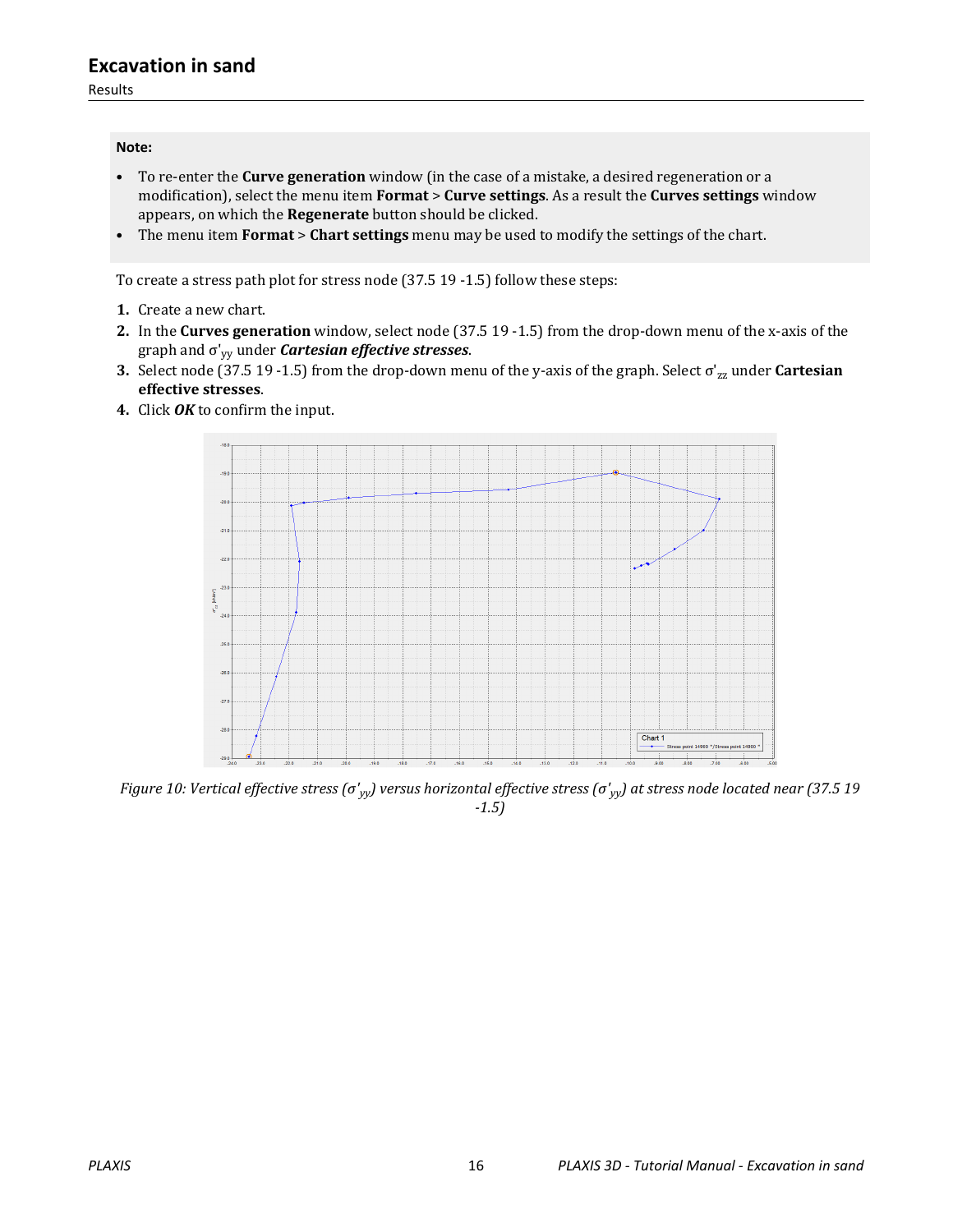**Note:**

- To re-enter the **Curve generation** window (in the case of a mistake, a desired regeneration or a modification), select the menu item **Format** > **Curve settings**. As a result the **Curves settings** window appears, on which the **Regenerate** button should be clicked.
- The menu item **Format** > **Chart settings** menu may be used to modify the settings of the chart.

To create a stress path plot for stress node (37.5 19 -1.5) follow these steps:

1. Create a new chart.
2. In the **Curves generation** window, select node (37.5 19 -1.5) from the drop-down menu of the x-axis of the graph and $\sigma'_{yy}$ under ***Cartesian effective stresses***.
3. Select node (37.5 19 -1.5) from the drop-down menu of the y-axis of the graph. Select $\sigma'_{zz}$ under **Cartesian effective stresses**.
4. Click ***OK*** to confirm the input.

Chart 1

Stress point 14900 */Stress point 14900 *

*Figure 10: Vertical effective stress ($\sigma'_{yy}$) versus horizontal effective stress ($\sigma'_{yy}$) at stress node located near (37.5 19 -1.5)*